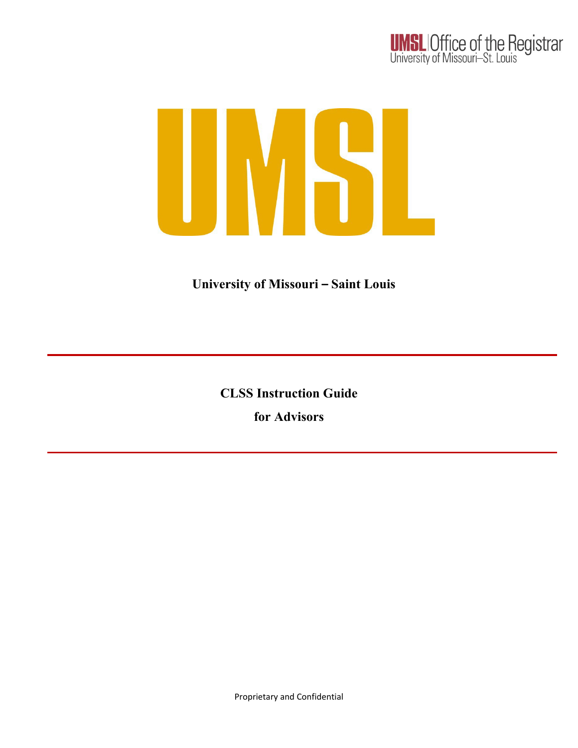UMSL | Office of the Registrar
University of Missouri–St. Louis

# UMSL

**University of Missouri – Saint Louis**

---

## CLSS Instruction Guide

## for Advisors

---

Proprietary and Confidential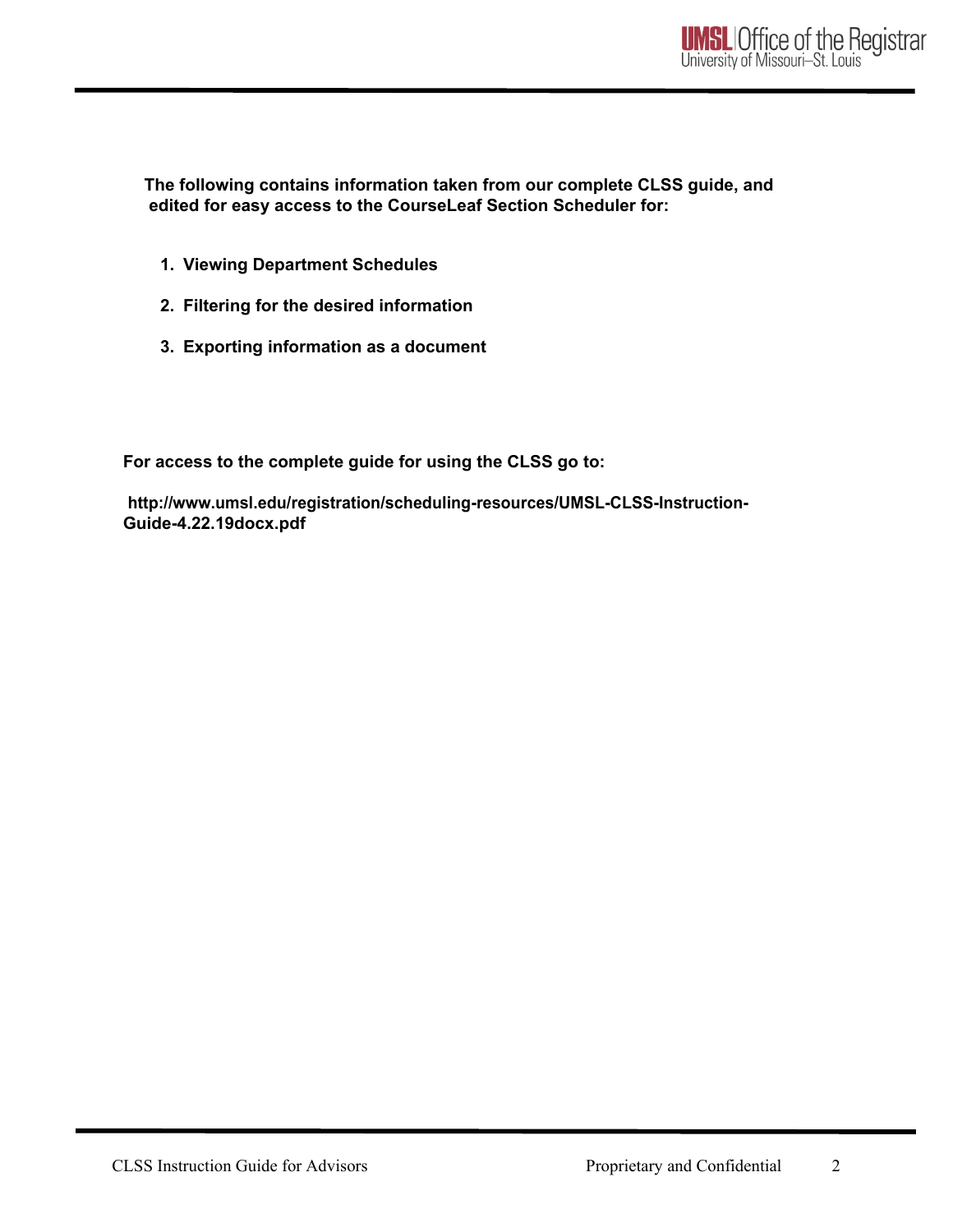**The following contains information taken from our complete CLSS guide, and edited for easy access to the CourseLeaf Section Scheduler for:**

1. **Viewing Department Schedules**
2. **Filtering for the desired information**
3. **Exporting information as a document**

**For access to the complete guide for using the CLSS go to:**

**http://www.umsl.edu/registration/scheduling-resources/UMSL-CLSS-Instruction-Guide-4.22.19docx.pdf**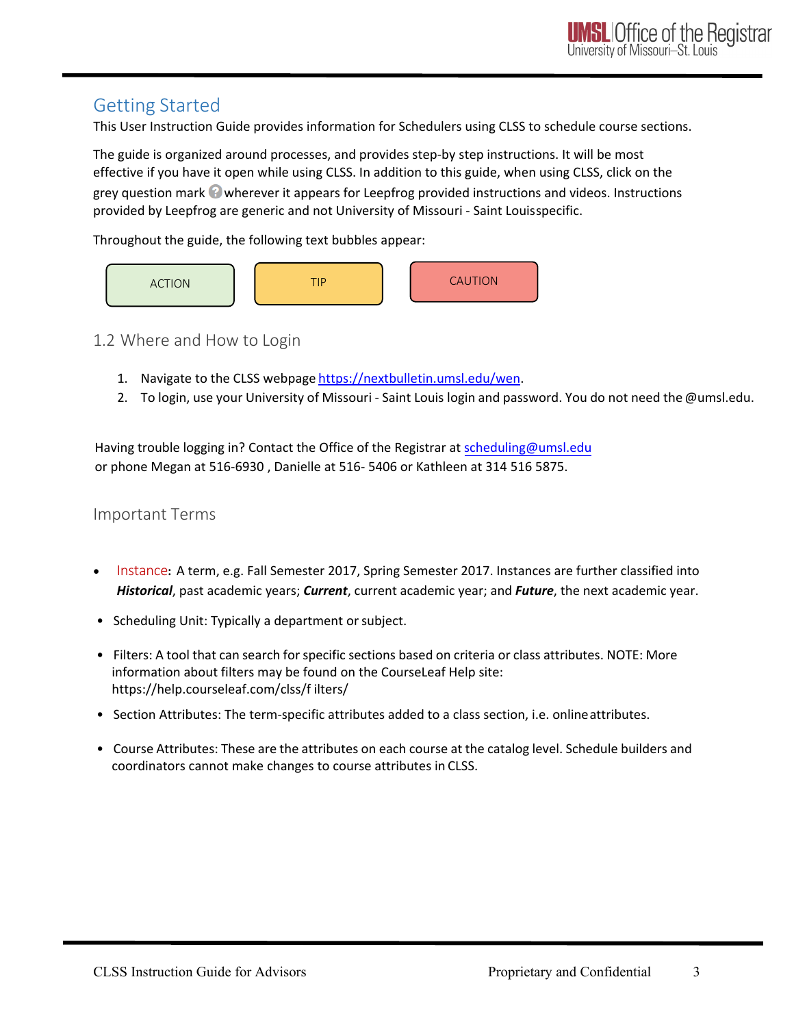## Getting Started

This User Instruction Guide provides information for Schedulers using CLSS to schedule course sections.

The guide is organized around processes, and provides step-by step instructions. It will be most effective if you have it open while using CLSS. In addition to this guide, when using CLSS, click on the grey question mark wherever it appears for Leepfrog provided instructions and videos. Instructions provided by Leepfrog are generic and not University of Missouri - Saint Louisspecific.

Throughout the guide, the following text bubbles appear:

ACTION | TIP | CAUTION

### 1.2 Where and How to Login

1. Navigate to the CLSS webpage https://nextbulletin.umsl.edu/wen.
2. To login, use your University of Missouri - Saint Louis login and password. You do not need the @umsl.edu.

Having trouble logging in? Contact the Office of the Registrar at scheduling@umsl.edu or phone Megan at 516-6930 , Danielle at 516- 5406 or Kathleen at 314 516 5875.

### Important Terms

- Instance: A term, e.g. Fall Semester 2017, Spring Semester 2017. Instances are further classified into ***Historical***, past academic years; ***Current***, current academic year; and ***Future***, the next academic year.
- Scheduling Unit: Typically a department or subject.
- Filters: A tool that can search for specific sections based on criteria or class attributes. NOTE: More information about filters may be found on the CourseLeaf Help site: https://help.courseleaf.com/clss/f ilters/
- Section Attributes: The term-specific attributes added to a class section, i.e. onlineattributes.
- Course Attributes: These are the attributes on each course at the catalog level. Schedule builders and coordinators cannot make changes to course attributes in CLSS.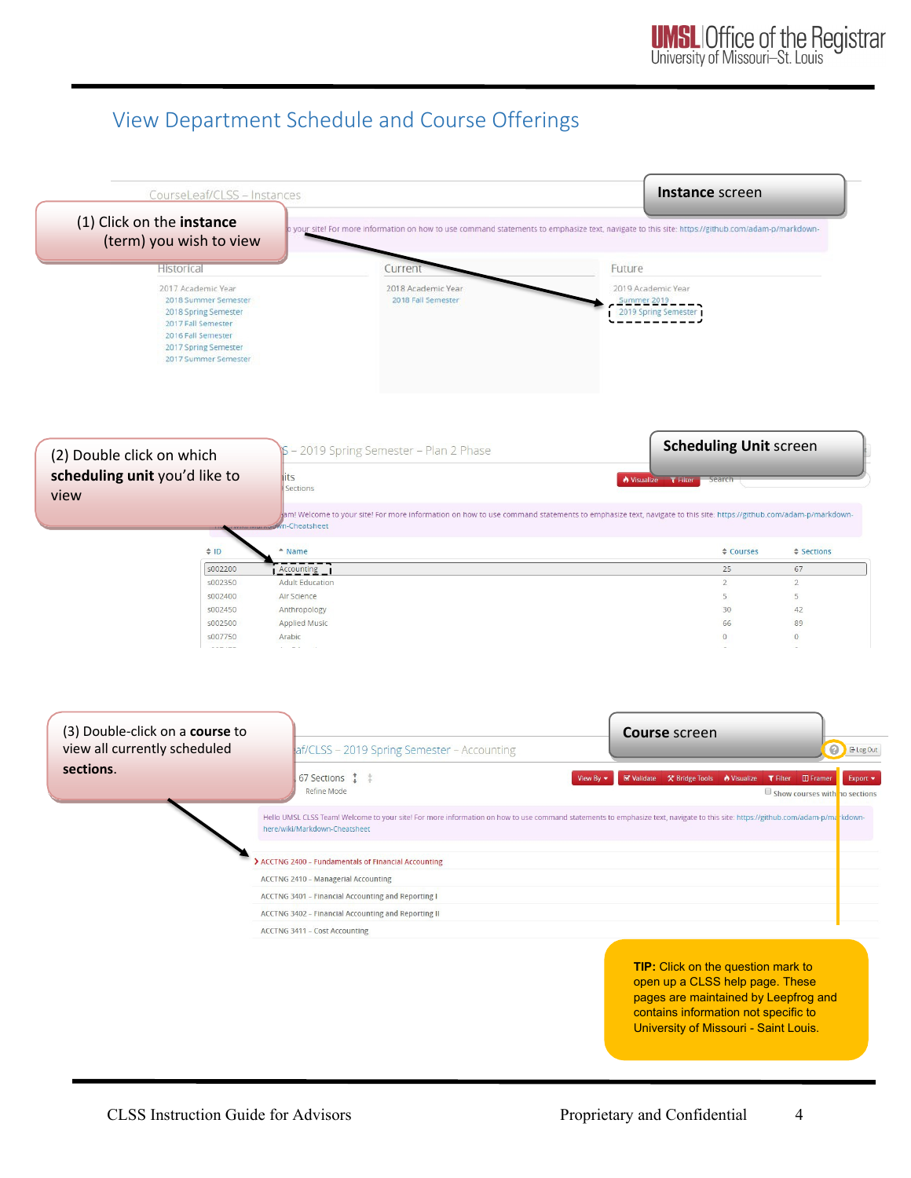# View Department Schedule and Course Offerings

**Instance** screen

(1) Click on the **instance** (term) you wish to view

**Scheduling Unit** screen

(2) Double click on which **scheduling unit** you'd like to view

**Course** screen

(3) Double-click on a **course** to view all currently scheduled **sections**.

**TIP:** Click on the question mark to open up a CLSS help page. These pages are maintained by Leepfrog and contains information not specific to University of Missouri - Saint Louis.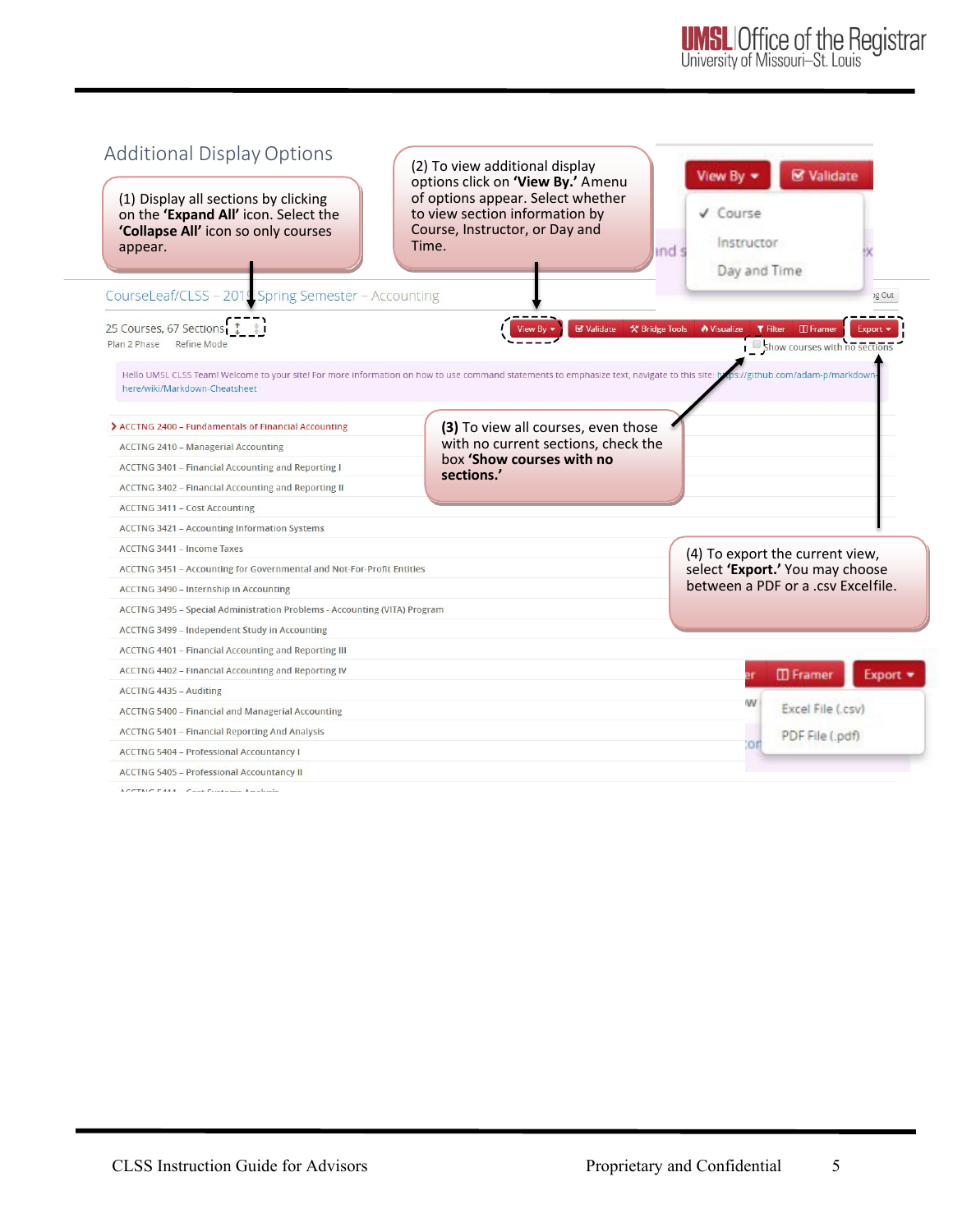## Additional Display Options

(1) Display all sections by clicking on the **'Expand All'** icon. Select the **'Collapse All'** icon so only courses appear.

(2) To view additional display options click on **'View By.'** Amenu of options appear. Select whether to view section information by Course, Instructor, or Day and Time.

View By | Validate

- ✓ Course
- Instructor
- Day and Time

CourseLeaf/CLSS – 2015 Spring Semester – Accounting

25 Courses, 67 Sections

Plan 2 Phase  Refine Mode

View By | Validate | Bridge Tools | Visualize | Filter | Framer | Export

Show courses with no sections

Hello UMSL CLSS Team! Welcome to your site! For more information on how to use command statements to emphasize text, navigate to this site: https://github.com/adam-p/markdown-here/wiki/Markdown-Cheatsheet

- ACCTNG 2400 – Fundamentals of Financial Accounting
- ACCTNG 2410 – Managerial Accounting
- ACCTNG 3401 – Financial Accounting and Reporting I
- ACCTNG 3402 – Financial Accounting and Reporting II
- ACCTNG 3411 – Cost Accounting
- ACCTNG 3421 – Accounting Information Systems
- ACCTNG 3441 – Income Taxes
- ACCTNG 3451 – Accounting for Governmental and Not-For-Profit Entities
- ACCTNG 3490 – Internship in Accounting
- ACCTNG 3495 – Special Administration Problems - Accounting (VITA) Program
- ACCTNG 3499 – Independent Study in Accounting
- ACCTNG 4401 – Financial Accounting and Reporting III
- ACCTNG 4402 – Financial Accounting and Reporting IV
- ACCTNG 4435 – Auditing
- ACCTNG 5400 – Financial and Managerial Accounting
- ACCTNG 5401 – Financial Reporting And Analysis
- ACCTNG 5404 – Professional Accountancy I
- ACCTNG 5405 – Professional Accountancy II

**(3)** To view all courses, even those with no current sections, check the box **'Show courses with no sections.'**

(4) To export the current view, select **'Export.'** You may choose between a PDF or a .csv Excelfile.

Framer | Export

- Excel File (.csv)
- PDF File (.pdf)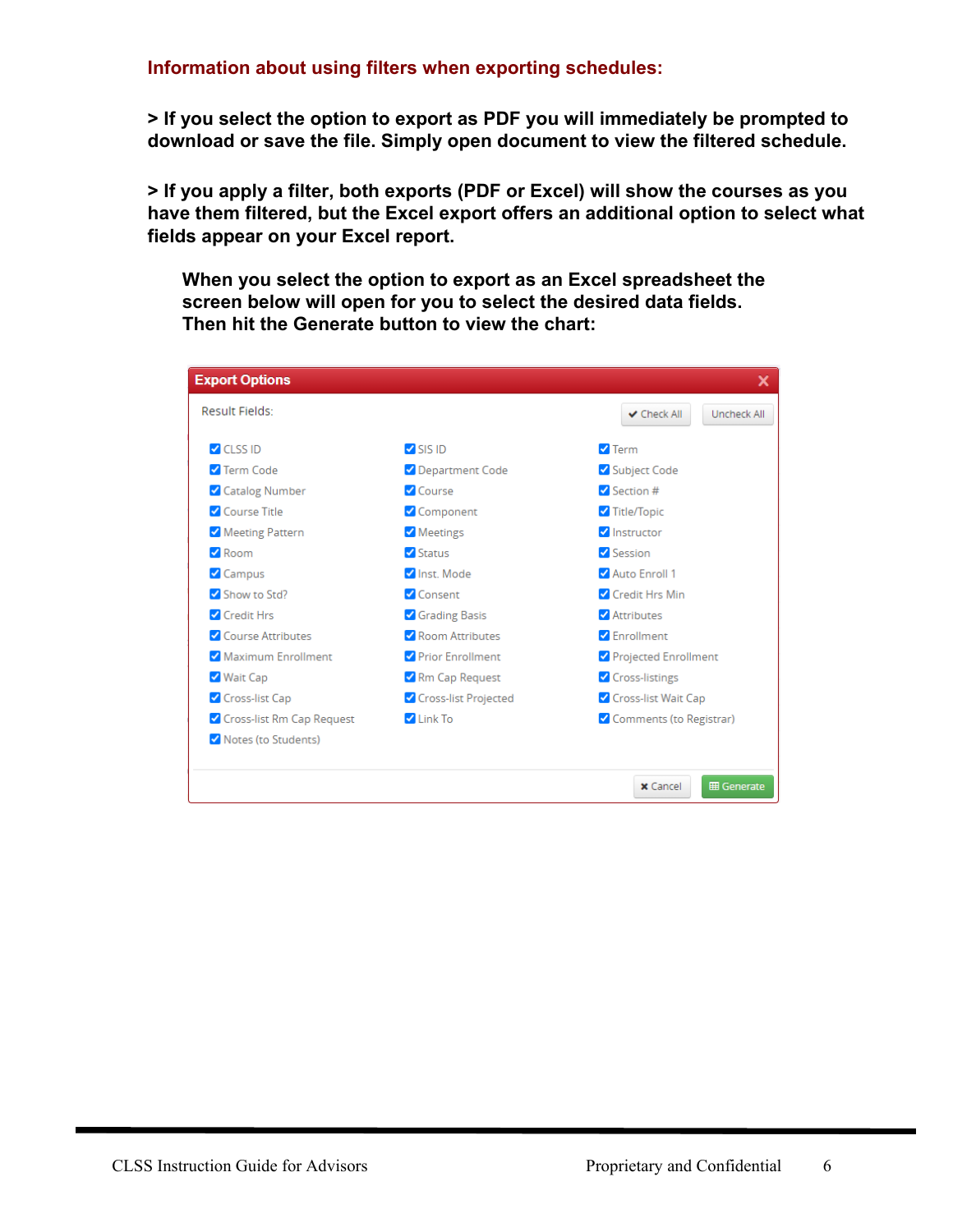### Information about using filters when exporting schedules:

**> If you select the option to export as PDF you will immediately be prompted to download or save the file. Simply open document to view the filtered schedule.**

**> If you apply a filter, both exports (PDF or Excel) will show the courses as you have them filtered, but the Excel export offers an additional option to select what fields appear on your Excel report.**

> **When you select the option to export as an Excel spreadsheet the screen below will open for you to select the desired data fields. Then hit the Generate button to view the chart:**

**Export Options**

Result Fields: [Check All] [Uncheck All]

| | | |
|---|---|---|
| ☑ CLSS ID | ☑ SIS ID | ☑ Term |
| ☑ Term Code | ☑ Department Code | ☑ Subject Code |
| ☑ Catalog Number | ☑ Course | ☑ Section # |
| ☑ Course Title | ☑ Component | ☑ Title/Topic |
| ☑ Meeting Pattern | ☑ Meetings | ☑ Instructor |
| ☑ Room | ☑ Status | ☑ Session |
| ☑ Campus | ☑ Inst. Mode | ☑ Auto Enroll 1 |
| ☑ Show to Std? | ☑ Consent | ☑ Credit Hrs Min |
| ☑ Credit Hrs | ☑ Grading Basis | ☑ Attributes |
| ☑ Course Attributes | ☑ Room Attributes | ☑ Enrollment |
| ☑ Maximum Enrollment | ☑ Prior Enrollment | ☑ Projected Enrollment |
| ☑ Wait Cap | ☑ Rm Cap Request | ☑ Cross-listings |
| ☑ Cross-list Cap | ☑ Cross-list Projected | ☑ Cross-list Wait Cap |
| ☑ Cross-list Rm Cap Request | ☑ Link To | ☑ Comments (to Registrar) |
| ☑ Notes (to Students) | | |

[Cancel] [Generate]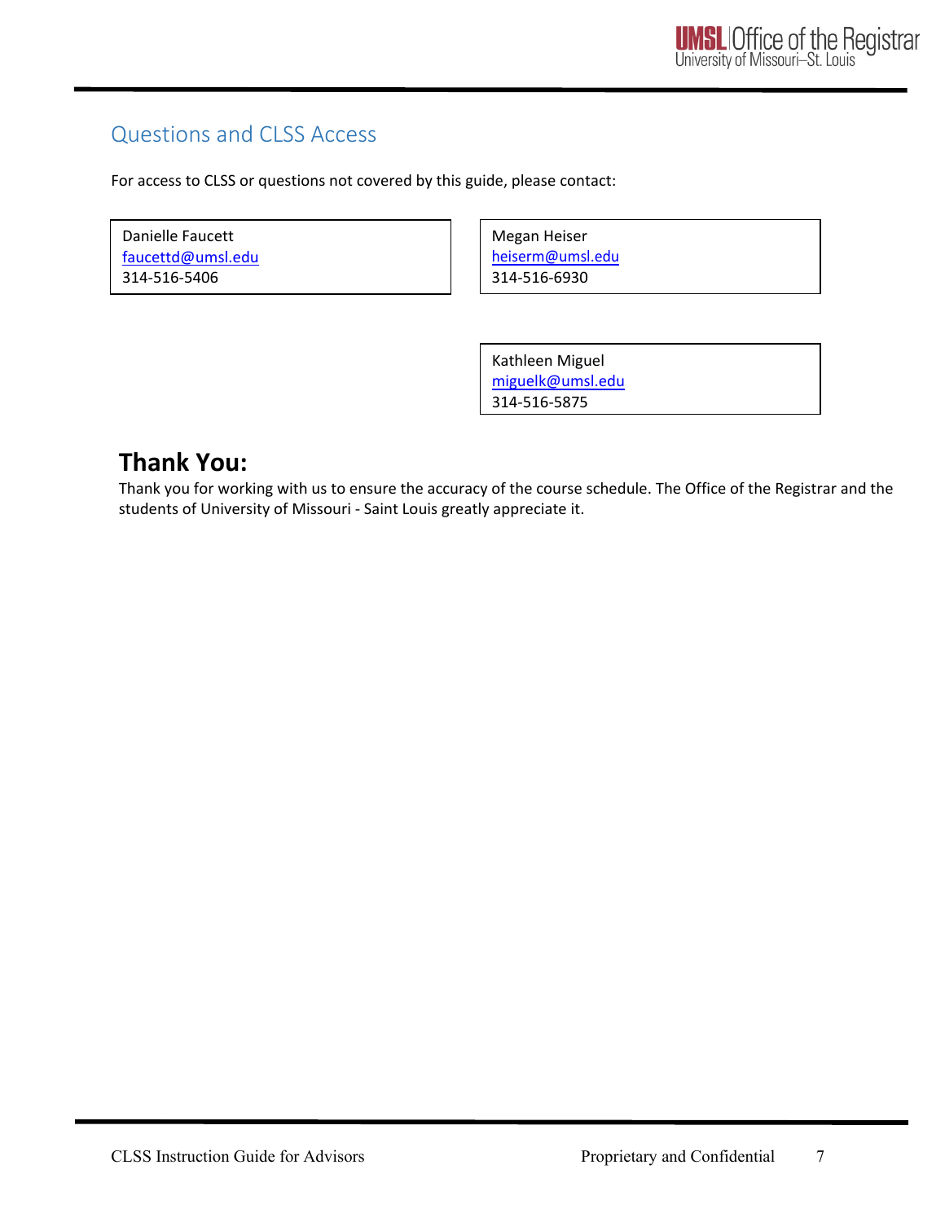## Questions and CLSS Access

For access to CLSS or questions not covered by this guide, please contact:

Danielle Faucett
faucettd@umsl.edu
314-516-5406

Megan Heiser
heiserm@umsl.edu
314-516-6930

Kathleen Miguel
miguelk@umsl.edu
314-516-5875

# Thank You:

Thank you for working with us to ensure the accuracy of the course schedule. The Office of the Registrar and the students of University of Missouri - Saint Louis greatly appreciate it.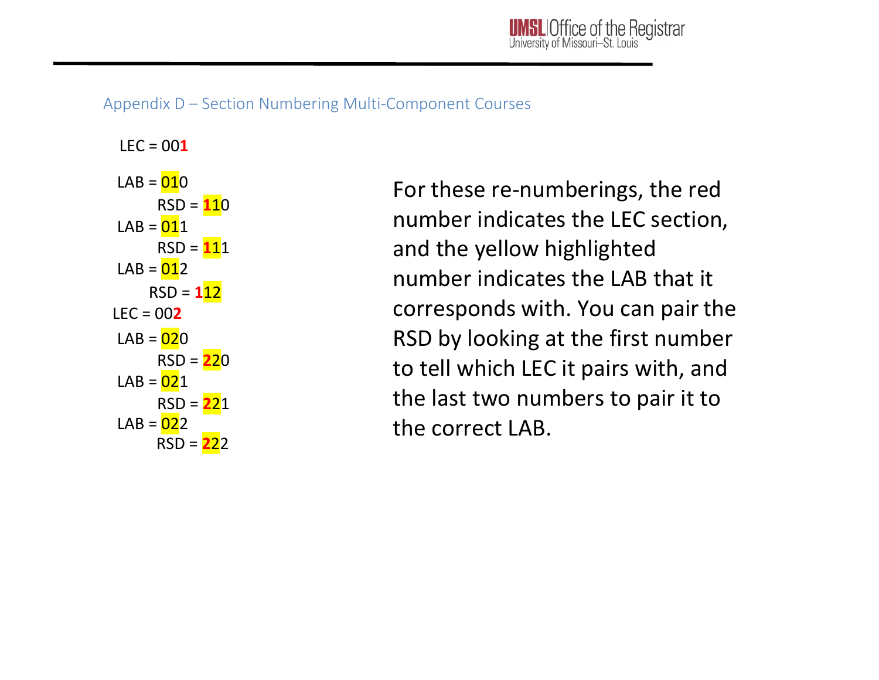## Appendix D – Section Numbering Multi-Component Courses

LEC = 001

LAB = 010

RSD = 110

LAB = 011

RSD = 111

LAB = 012

RSD = 112

LEC = 002

LAB = 020

RSD = 220

LAB = 021

RSD = 221

LAB = 022

RSD = 222

For these re-numberings, the red number indicates the LEC section, and the yellow highlighted number indicates the LAB that it corresponds with. You can pair the RSD by looking at the first number to tell which LEC it pairs with, and the last two numbers to pair it to the correct LAB.